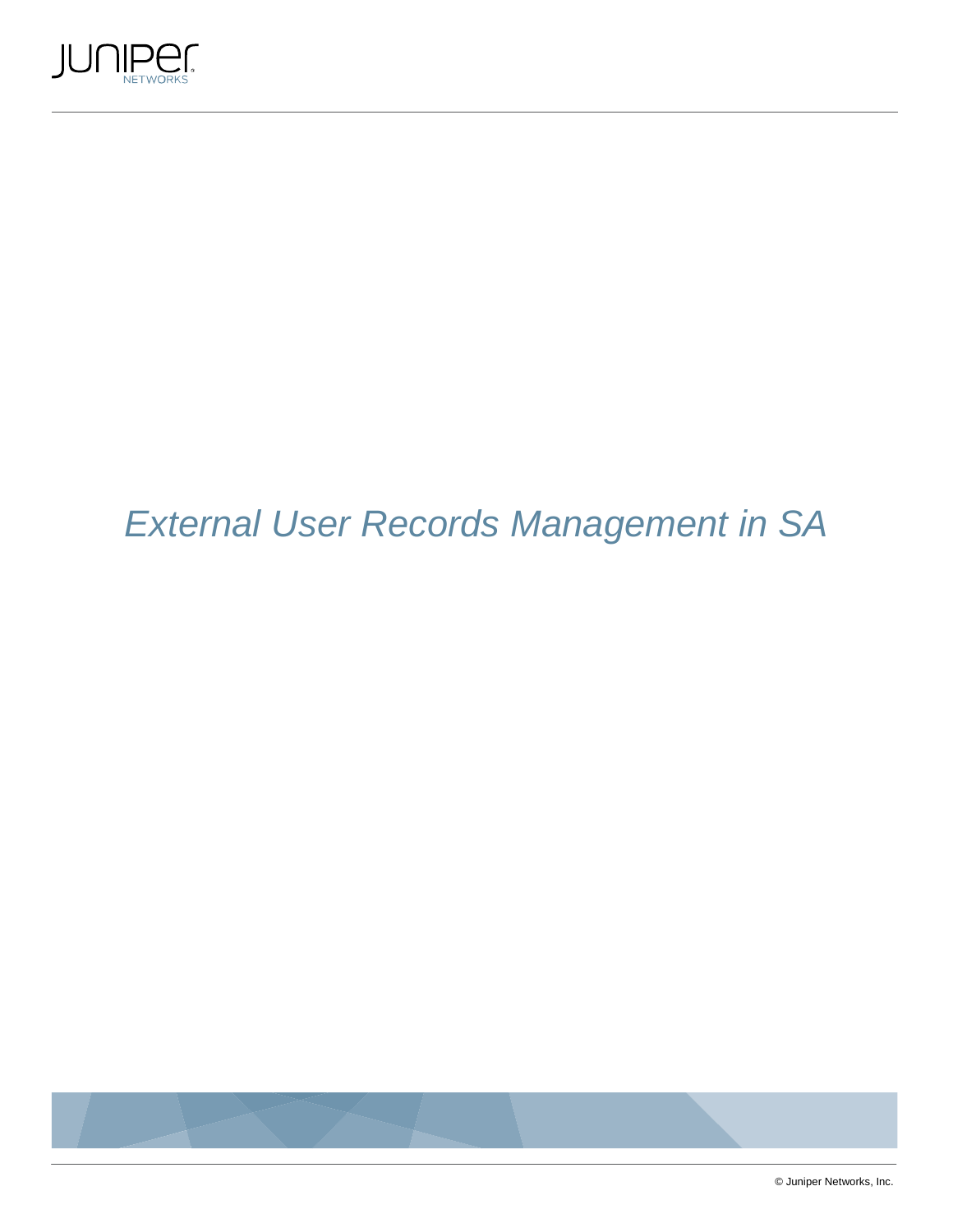# *External User Records Management in SA*

© Juniper Networks, Inc.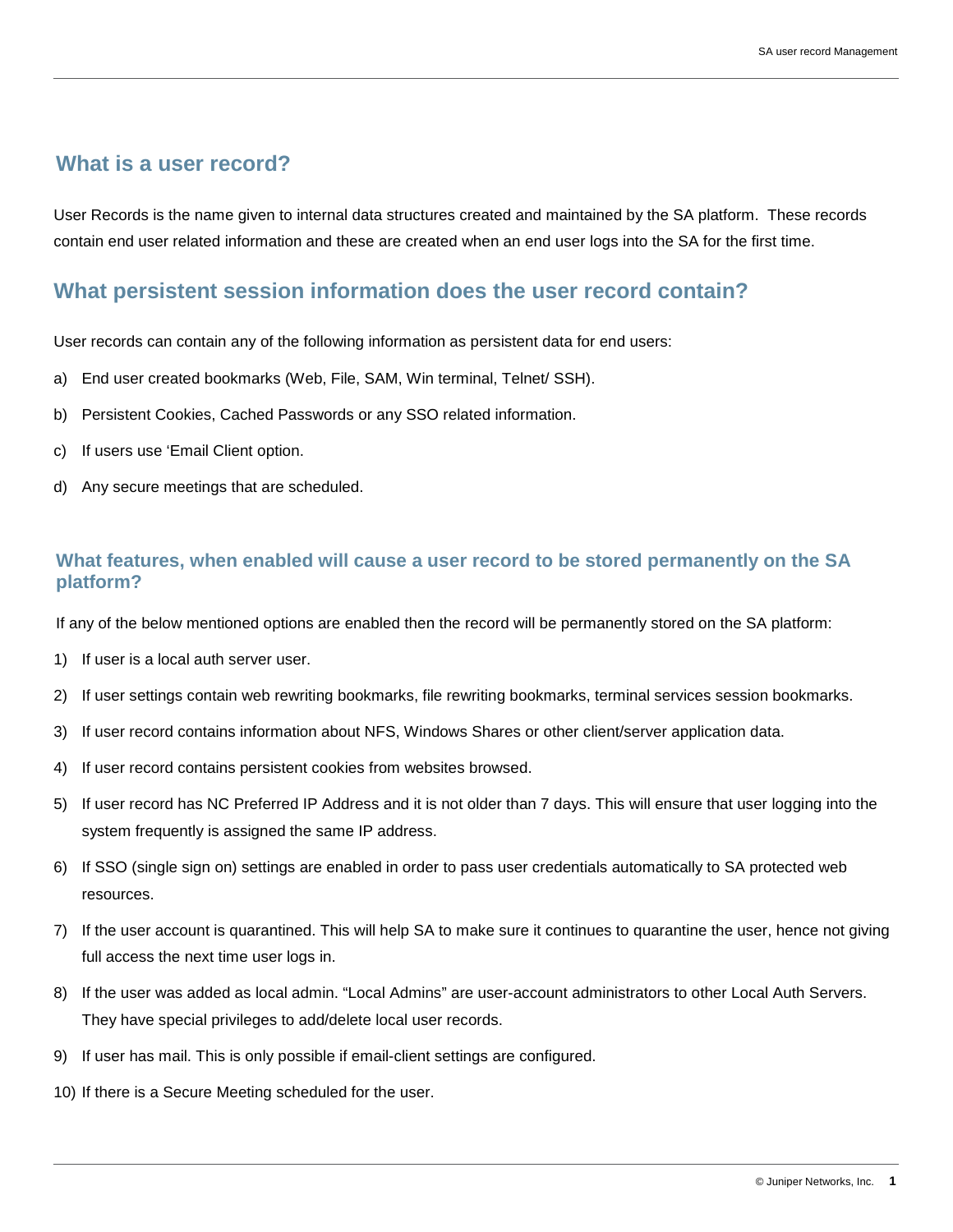## What is a user record?

User Records is the name given to internal data structures created and maintained by the SA platform. These records contain end user related information and these are created when an end user logs into the SA for the first time.

## What persistent session information does the user record contain?

User records can contain any of the following information as persistent data for end users:

a) End user created bookmarks (Web, File, SAM, Win terminal, Telnet/ SSH).

b) Persistent Cookies, Cached Passwords or any SSO related information.

c) If users use 'Email Client option.

d) Any secure meetings that are scheduled.

### What features, when enabled will cause a user record to be stored permanently on the SA platform?

If any of the below mentioned options are enabled then the record will be permanently stored on the SA platform:

1) If user is a local auth server user.

2) If user settings contain web rewriting bookmarks, file rewriting bookmarks, terminal services session bookmarks.

3) If user record contains information about NFS, Windows Shares or other client/server application data.

4) If user record contains persistent cookies from websites browsed.

5) If user record has NC Preferred IP Address and it is not older than 7 days. This will ensure that user logging into the system frequently is assigned the same IP address.

6) If SSO (single sign on) settings are enabled in order to pass user credentials automatically to SA protected web resources.

7) If the user account is quarantined. This will help SA to make sure it continues to quarantine the user, hence not giving full access the next time user logs in.

8) If the user was added as local admin. "Local Admins" are user-account administrators to other Local Auth Servers. They have special privileges to add/delete local user records.

9) If user has mail. This is only possible if email-client settings are configured.

10) If there is a Secure Meeting scheduled for the user.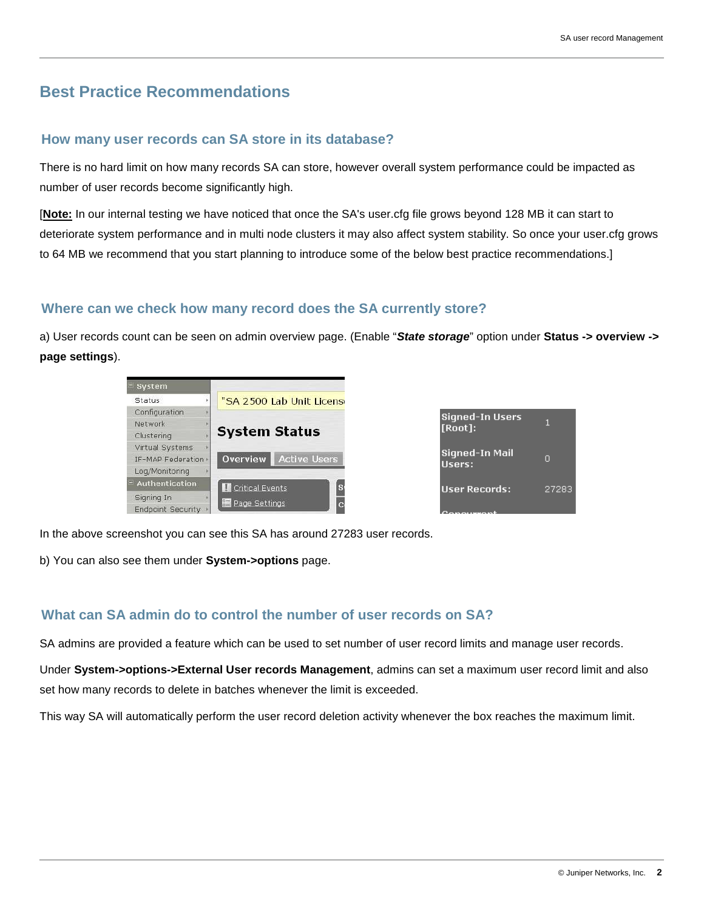# Best Practice Recommendations

## How many user records can SA store in its database?

There is no hard limit on how many records SA can store, however overall system performance could be impacted as number of user records become significantly high.

[**Note:** In our internal testing we have noticed that once the SA's user.cfg file grows beyond 128 MB it can start to deteriorate system performance and in multi node clusters it may also affect system stability. So once your user.cfg grows to 64 MB we recommend that you start planning to introduce some of the below best practice recommendations.]

## Where can we check how many record does the SA currently store?

a) User records count can be seen on admin overview page. (Enable "***State storage***" option under **Status -> overview -> page settings**).

In the above screenshot you can see this SA has around 27283 user records.

b) You can also see them under **System->options** page.

## What can SA admin do to control the number of user records on SA?

SA admins are provided a feature which can be used to set number of user record limits and manage user records.

Under **System->options->External User records Management**, admins can set a maximum user record limit and also set how many records to delete in batches whenever the limit is exceeded.

This way SA will automatically perform the user record deletion activity whenever the box reaches the maximum limit.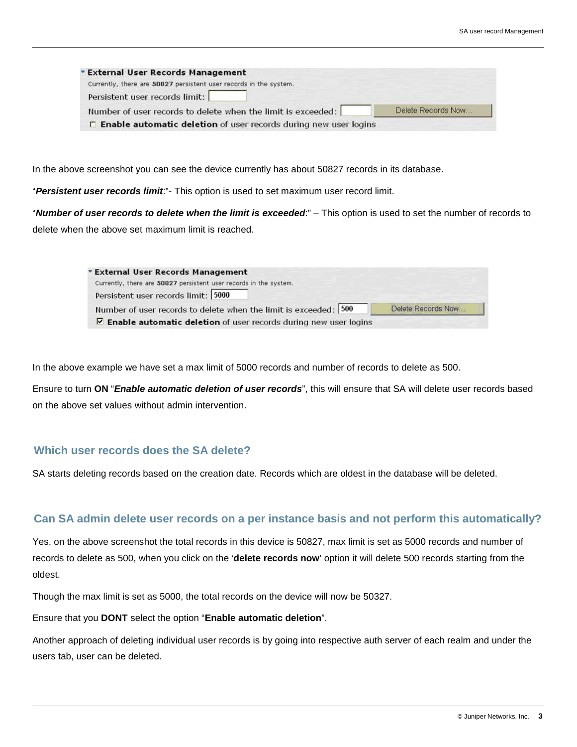**External User Records Management**

Currently, there are **50827** persistent user records in the system.

Persistent user records limit: [ ]

Number of user records to delete when the limit is exceeded: [ ] Delete Records Now...

☐ **Enable automatic deletion** of user records during new user logins

In the above screenshot you can see the device currently has about 50827 records in its database.

"***Persistent user records limit***:"- This option is used to set maximum user record limit.

"***Number of user records to delete when the limit is exceeded***:" – This option is used to set the number of records to delete when the above set maximum limit is reached.

**External User Records Management**

Currently, there are **50827** persistent user records in the system.

Persistent user records limit: [5000]

Number of user records to delete when the limit is exceeded: [500] Delete Records Now...

☑ **Enable automatic deletion** of user records during new user logins

In the above example we have set a max limit of 5000 records and number of records to delete as 500.

Ensure to turn **ON** "***Enable automatic deletion of user records***", this will ensure that SA will delete user records based on the above set values without admin intervention.

## Which user records does the SA delete?

SA starts deleting records based on the creation date. Records which are oldest in the database will be deleted.

## Can SA admin delete user records on a per instance basis and not perform this automatically?

Yes, on the above screenshot the total records in this device is 50827, max limit is set as 5000 records and number of records to delete as 500, when you click on the '**delete records now**' option it will delete 500 records starting from the oldest.

Though the max limit is set as 5000, the total records on the device will now be 50327.

Ensure that you **DONT** select the option "**Enable automatic deletion**".

Another approach of deleting individual user records is by going into respective auth server of each realm and under the users tab, user can be deleted.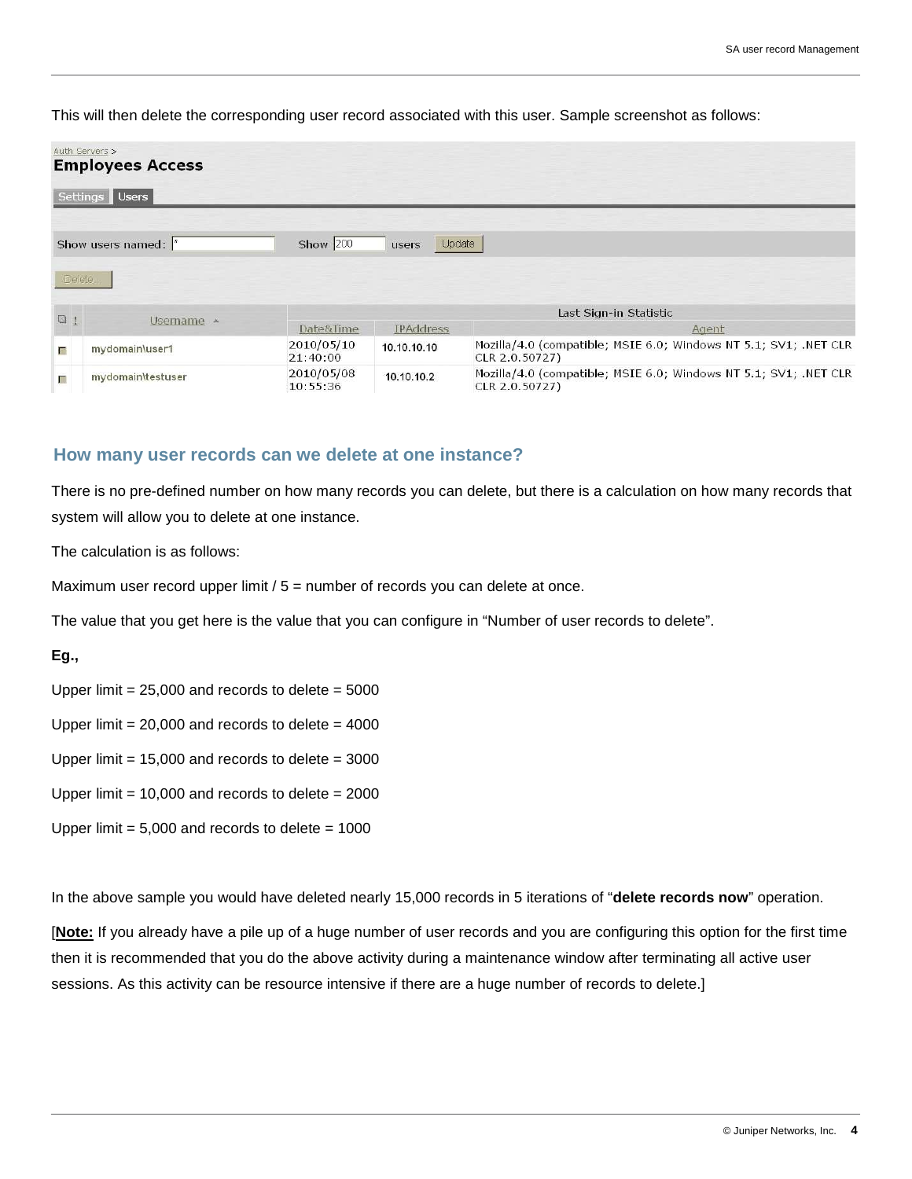This will then delete the corresponding user record associated with this user. Sample screenshot as follows:

## How many user records can we delete at one instance?

There is no pre-defined number on how many records you can delete, but there is a calculation on how many records that system will allow you to delete at one instance.

The calculation is as follows:

Maximum user record upper limit / 5 = number of records you can delete at once.

The value that you get here is the value that you can configure in "Number of user records to delete".

**Eg.,**

Upper limit = 25,000 and records to delete = 5000

Upper limit = 20,000 and records to delete = 4000

Upper limit = 15,000 and records to delete = 3000

Upper limit = 10,000 and records to delete = 2000

Upper limit = 5,000 and records to delete = 1000

In the above sample you would have deleted nearly 15,000 records in 5 iterations of "**delete records now**" operation.

[**Note:** If you already have a pile up of a huge number of user records and you are configuring this option for the first time then it is recommended that you do the above activity during a maintenance window after terminating all active user sessions. As this activity can be resource intensive if there are a huge number of records to delete.]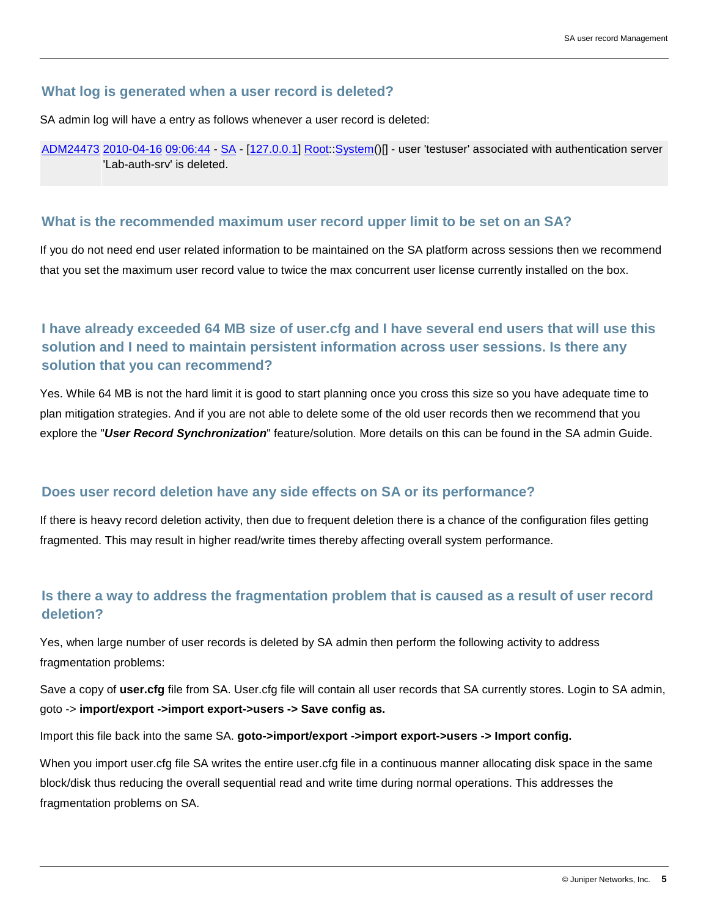## What log is generated when a user record is deleted?

SA admin log will have a entry as follows whenever a user record is deleted:

| ADM24473 | 2010-04-16 09:06:44 - SA - [127.0.0.1] Root::System()[] - user 'testuser' associated with authentication server 'Lab-auth-srv' is deleted. |
|---|---|

## What is the recommended maximum user record upper limit to be set on an SA?

If you do not need end user related information to be maintained on the SA platform across sessions then we recommend that you set the maximum user record value to twice the max concurrent user license currently installed on the box.

## I have already exceeded 64 MB size of user.cfg and I have several end users that will use this solution and I need to maintain persistent information across user sessions. Is there any solution that you can recommend?

Yes. While 64 MB is not the hard limit it is good to start planning once you cross this size so you have adequate time to plan mitigation strategies. And if you are not able to delete some of the old user records then we recommend that you explore the "***User Record Synchronization***" feature/solution. More details on this can be found in the SA admin Guide.

## Does user record deletion have any side effects on SA or its performance?

If there is heavy record deletion activity, then due to frequent deletion there is a chance of the configuration files getting fragmented. This may result in higher read/write times thereby affecting overall system performance.

## Is there a way to address the fragmentation problem that is caused as a result of user record deletion?

Yes, when large number of user records is deleted by SA admin then perform the following activity to address fragmentation problems:

Save a copy of **user.cfg** file from SA. User.cfg file will contain all user records that SA currently stores. Login to SA admin, goto -> **import/export ->import export->users -> Save config as.**

Import this file back into the same SA. **goto->import/export ->import export->users -> Import config.**

When you import user.cfg file SA writes the entire user.cfg file in a continuous manner allocating disk space in the same block/disk thus reducing the overall sequential read and write time during normal operations. This addresses the fragmentation problems on SA.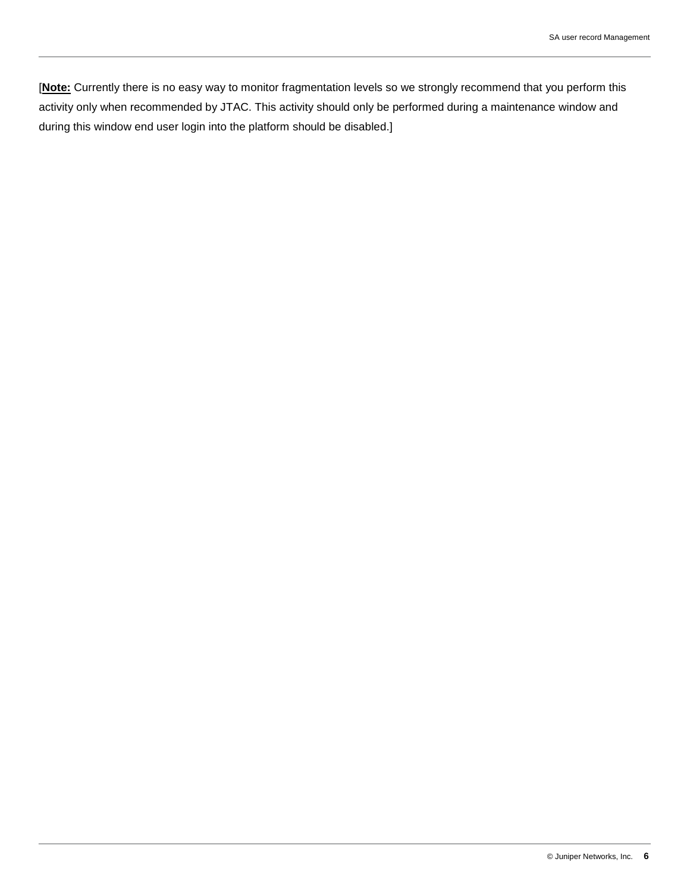[**Note:** Currently there is no easy way to monitor fragmentation levels so we strongly recommend that you perform this activity only when recommended by JTAC. This activity should only be performed during a maintenance window and during this window end user login into the platform should be disabled.]